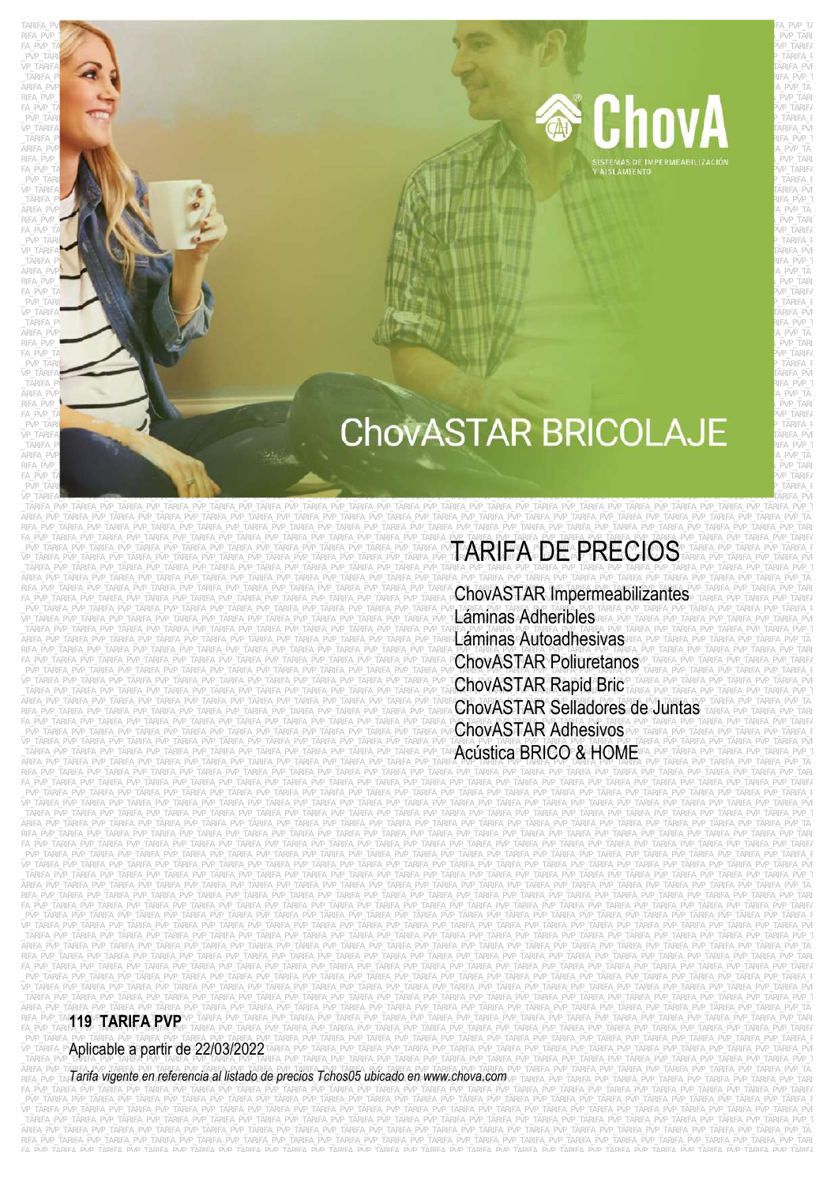ChovA

SISTEMAS DE IMPERMEABILIZACIÓN Y AISLAMIENTO

# ChovASTAR BRICOLAJE

## TARIFA DE PRECIOS

- ChovASTAR Impermeabilizantes
- Láminas Adheribles
- Láminas Autoadhesivas
- ChovASTAR Poliuretanos
- ChovASTAR Rapid Bric
- ChovASTAR Selladores de Juntas
- ChovASTAR Adhesivos
- Acústica BRICO & HOME

**119 TARIFA PVP**

Aplicable a partir de 22/03/2022

*Tarifa vigente en referencia al listado de precios Tchos05 ubicado en www.chova.com*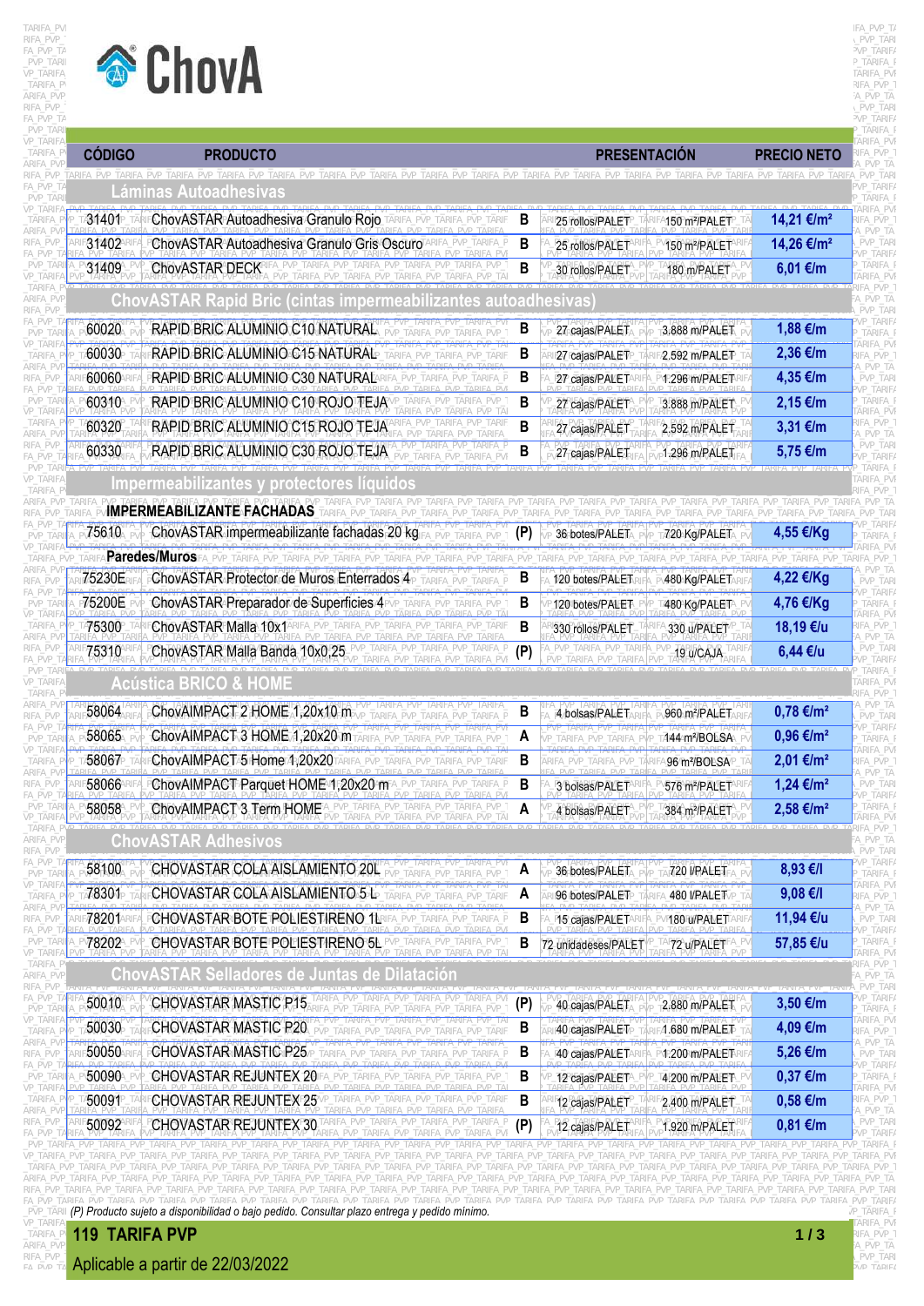# ChovA

| CÓDIGO | PRODUCTO | | PRESENTACIÓN | | PRECIO NETO |
|---|---|---|---|---|---|
| **Láminas Autoadhesivas** | | | | | |
| 31401 | ChovASTAR Autoadhesiva Granulo Rojo | B | 25 rollos/PALET | 150 m²/PALET | 14,21 €/m² |
| 31402 | ChovASTAR Autoadhesiva Granulo Gris Oscuro | B | 25 rollos/PALET | 150 m²/PALET | 14,26 €/m² |
| 31409 | ChovASTAR DECK | B | 30 rollos/PALET | 180 m/PALET | 6,01 €/m |
| **ChovASTAR Rapid Bric (cintas impermeabilizantes autoadhesivas)** | | | | | |
| 60020 | RAPID BRIC ALUMINIO C10 NATURAL | B | 27 cajas/PALET | 3.888 m/PALET | 1,88 €/m |
| 60030 | RAPID BRIC ALUMINIO C15 NATURAL | B | 27 cajas/PALET | 2.592 m/PALET | 2,36 €/m |
| 60060 | RAPID BRIC ALUMINIO C30 NATURAL | B | 27 cajas/PALET | 1.296 m/PALET | 4,35 €/m |
| 60310 | RAPID BRIC ALUMINIO C10 ROJO TEJA | B | 27 cajas/PALET | 3.888 m/PALET | 2,15 €/m |
| 60320 | RAPID BRIC ALUMINIO C15 ROJO TEJA | B | 27 cajas/PALET | 2.592 m/PALET | 3,31 €/m |
| 60330 | RAPID BRIC ALUMINIO C30 ROJO TEJA | B | 27 cajas/PALET | 1.296 m/PALET | 5,75 €/m |
| **Impermeabilizantes y protectores líquidos** | | | | | |
| **IMPERMEABILIZANTE FACHADAS** | | | | | |
| 75610 | ChovASTAR impermeabilizante fachadas 20 kg | (P) | 36 botes/PALET | 720 Kg/PALET | 4,55 €/Kg |
| **Paredes/Muros** | | | | | |
| 75230E | ChovASTAR Protector de Muros Enterrados 4 | B | 120 botes/PALET | 480 Kg/PALET | 4,22 €/Kg |
| 75200E | ChovASTAR Preparador de Superficies 4 | B | 120 botes/PALET | 480 Kg/PALET | 4,76 €/Kg |
| 75300 | ChovASTAR Malla 10x1 | B | 330 rollos/PALET | 330 u/PALET | 18,19 €/u |
| 75310 | ChovASTAR Malla Banda 10x0,25 | (P) | | 19 u/CAJA | 6,44 €/u |
| **Acústica BRICO & HOME** | | | | | |
| 58064 | ChovAIMPACT 2 HOME 1,20x10 m | B | 4 bolsas/PALET | 960 m²/PALET | 0,78 €/m² |
| 58065 | ChovAIMPACT 3 HOME 1,20x20 m | A | | 144 m²/BOLSA | 0,96 €/m² |
| 58067 | ChovAIMPACT 5 Home 1,20x20 | B | | 96 m²/BOLSA | 2,01 €/m² |
| 58066 | ChovAIMPACT Parquet HOME 1,20x20 m | B | 3 bolsas/PALET | 576 m²/PALET | 1,24 €/m² |
| 58058 | ChovAIMPACT 3 Term HOME | A | 4 bolsas/PALET | 384 m²/PALET | 2,58 €/m² |
| **ChovASTAR Adhesivos** | | | | | |
| 58100 | CHOVASTAR COLA AISLAMIENTO 20L | A | 36 botes/PALET | 720 l/PALET | 8,93 €/l |
| 78301 | CHOVASTAR COLA AISLAMIENTO 5 L | A | 96 botes/PALET | 480 l/PALET | 9,08 €/l |
| 78201 | CHOVASTAR BOTE POLIESTIRENO 1L | B | 15 cajas/PALET | 180 u/PALET | 11,94 €/u |
| 78202 | CHOVASTAR BOTE POLIESTIRENO 5L | B | 72 unidadeses/PALET | 72 u/PALET | 57,85 €/u |
| **ChovASTAR Selladores de Juntas de Dilatación** | | | | | |
| 50010 | CHOVASTAR MASTIC P15 | (P) | 40 cajas/PALET | 2.880 m/PALET | 3,50 €/m |
| 50030 | CHOVASTAR MASTIC P20 | B | 40 cajas/PALET | 1.680 m/PALET | 4,09 €/m |
| 50050 | CHOVASTAR MASTIC P25 | B | 40 cajas/PALET | 1.200 m/PALET | 5,26 €/m |
| 50090 | CHOVASTAR REJUNTEX 20 | B | 12 cajas/PALET | 4.200 m/PALET | 0,37 €/m |
| 50091 | CHOVASTAR REJUNTEX 25 | B | 12 cajas/PALET | 2.400 m/PALET | 0,58 €/m |
| 50092 | CHOVASTAR REJUNTEX 30 | (P) | 12 cajas/PALET | 1.920 m/PALET | 0,81 €/m |

*(P) Producto sujeto a disponibilidad o bajo pedido. Consultar plazo entrega y pedido mínimo.*

**119 TARIFA PVP**

Aplicable a partir de 22/03/2022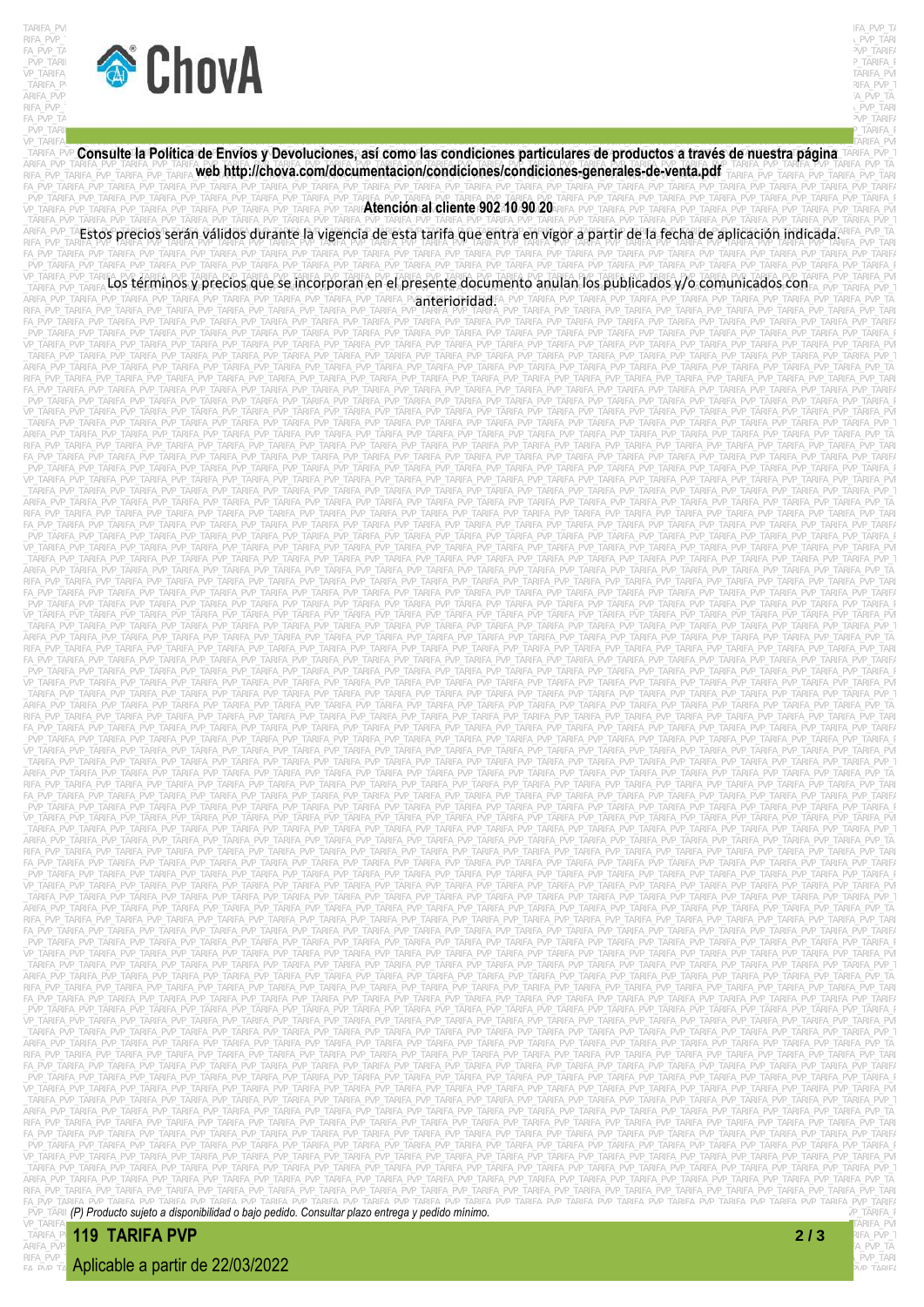**Consulte la Política de Envíos y Devoluciones, así como las condiciones particulares de productos a través de nuestra página web http://chova.com/documentacion/condiciones/condiciones-generales-de-venta.pdf**

**Atención al cliente 902 10 90 20**

Estos precios serán válidos durante la vigencia de esta tarifa que entra en vigor a partir de la fecha de aplicación indicada.

Los términos y precios que se incorporan en el presente documento anulan los publicados y/o comunicados con anterioridad.

*(P) Producto sujeto a disponibilidad o bajo pedido. Consultar plazo entrega y pedido mínimo.*

**119 TARIFA PVP**

Aplicable a partir de 22/03/2022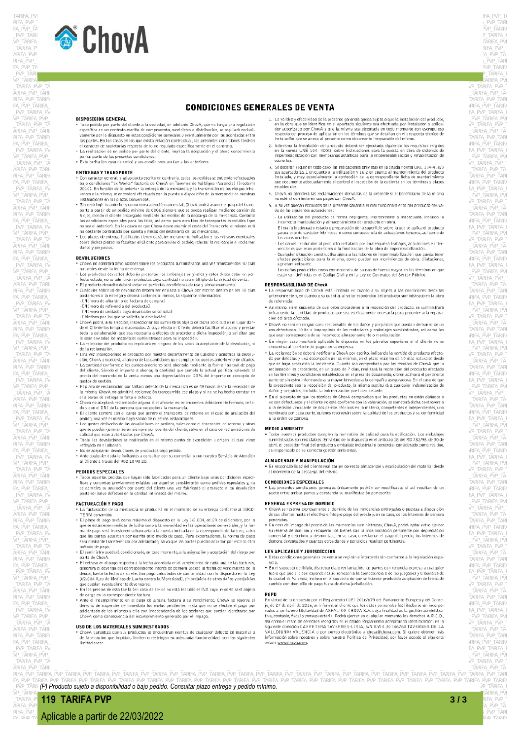# CONDICIONES GENERALES DE VENTA

### DISPOSICIÓN GENERAL

- Todo pedido por parte del cliente a la sociedad, en adelante ChovA, que no tenga una regulación específica en un contrato escrito de compraventa, suministro o distribución, se regulará exclusivamente por lo dispuesto en estas condiciones generales y eventualmente por las acordadas entre las partes. En los casos en los que exista relación contractual, las presentes condiciones tendrán el carácter de supletorias respecto de lo no regulado específicamente en el contrato.
- La realización de un pedido por parte del cliente, implica la aceptación y el pleno conocimiento por su parte de las presentes condiciones.
- Esta tarifa (en caso de serlo) y sus condiciones anulan a las anteriores.

### ENTREGAS Y TRANSPORTE

- Con carácter general y salvo pacto escrito en contrario, todos los pedidos se entienden efectuados bajo condiciones "ex Works" factoría de ChovA en Tavernes de Valldigna (Valencia) (Incoterm 2010). En función de lo anterior la entrega de la mercancía y la transmisión de los riesgos inherentes a la misma, se entenderá efectuada con la puesta a disposición de la mercancía en nuestras instalaciones en los plazos convenidos.
- Sin restringir lo anterior y como mera atención comercial, ChovA podrá asumir el pago del transporte a partir de un pedido mínimo de 600€ siempre que se pueda realizar mediante camión de 5 ejes, siendo el cliente encargado mediante sus medios de la descarga de la mercancía. Consulte las condiciones especiales para las islas, así como para otro tipo de transportes especiales (que no sea el anterior). En los casos en que Chova deser asumir el coste del transporte, el mismo será no obstante contratado por cuenta y riesgo del destinario de las mercancías.
- Los plazos de entrega facilitados tienen carácter meramente indicativo y los retrasos eventuales sobre dichos plazos no facultan al Cliente para anular el pedido, rehusar la mercancía ni reclamar daños y perjuicios.

### DEVOLUCIONES

- ChovA no admitirá devoluciones sobre los productos suministrados una vez transcurridos 30 días naturales desde la fecha de entrega.
- Los productos devueltos deberán presentar los embalajes originales y estos deben estar en perfecto estado, no se admitirán productos cuya cantidad no sea múltiplo de la unidad de venta.
- El producto devuelto deberá estar en perfectas condiciones de uso y almacenamiento.
- Cualquier solicitud de devolución deberá ser enviada a ChovA por escrito dentro de los 30 días posteriores a la entrega y deberá contener, al menos, la siguiente información:
  - [Número de albarán o de factura de compra]
  - [Número de referencia del producto]
  - [Número de unidades cuya devolución se solicita]
  - [Motivos por los que se solicita la devolución]
- ChovA podrá, a su elección, inspeccionar los suministros objeto de dicha solicitud en el lugar donde el Cliente los tenga almacenados. A cuyo efecto el Cliente deberá facilitar el acceso y prestar toda la colaboración que sea necesaria a efectos de proceder a dicha inspección, o solicitar que le sean enviados los materiales suministrados para su inspección.
- La recepción del producto no implicará en ninguno de los casos la aceptación de la devolución, ni de la reclamación.
- Una vez inspeccionado el producto por nuestro departamento de Calidad y aceptada la devolución, ChovA procederá, al abono de las cantidades que cumplan los puntos anteriormente citados.
- La cantidad conforme a los puntos anteriores será abonada mediante la forma habitual de pago del cliente. Siendo el importe a abonar, la cantidad que cumpla la actual política, valorada al precio del momento de la venta menos una depreciación del 20% del importe en concepto de gastos de gestión.
- El plazo de reclamación por falta o defecto de la mercancía es de 48 horas desde la recepción de la misma, ChovA no admitirá reclamación transcurrido ese plazo y si no se ha hecho constar en el albarán de entrega la falta o defecto.
- Chova no aceptará reclamación alguna si el albarán no se encuentra debidamente firmado, sellado y con el DNI de la persona que recepciona la mercancía.
- El cliente correrá con el cargo que genere el transporte de retorno en el caso de anulación del pedido, una vez el mismo haya salido de nuestras instalaciones.
- Los gastos derivados de las devoluciones de pedidos, tales como el transporte de retorno y otros que se puedan generar serán siempre por cuenta del cliente, salvo en el caso de reclamaciones de calidad que sean autorizadas por ChovA.
- Todas las devoluciones se realizarán en el mismo punto de expedición u origen, el cual viene reflejado en el albarán.
- No se aceptarán devoluciones de productos bajo pedido.
- Ante cualquier duda le invitamos a consultar con su comercial o con nuestro Servicio de Atención al Cliente a través del 902 10 90 20.

### PEDIDOS ESPECIALES

- Todos aquellos pedidos que hayan sido fabricados para un cliente bajo unas condiciones específicas y concretas previamente exigidas por aquel se considerarán como pedidos especiales y, no se admitirá su anulación por parte del cliente una vez fabricado el producto ni su devolución posterior salvo defectos en la calidad intrínseca del mismo.

### FACTURACIÓN Y PAGO

- La facturación de la mercancía se producirá en el momento de su entrega conforme al INCOTERM convenido.
- El plazo de pago será como máximo el dispuesto en la Ley 3/2.004, de 29 de diciembre, por la que se establecen medidas de lucha contra la morosidad en las operaciones comerciales, y la forma de pago será transferencia bancaria a la cuenta indicada en la correspondiente factura, salvo que las partes acuerden por escrito otro medio de pago. Para exportaciones, la forma de pago será mediante transferencia por adelantado, salvo que las partes puedan acordar por escrito otro método de pago.
- El suministro quedará condicionado, en todo momento, a la asignación y aceptación del riesgo por parte de ChovA.
- El retraso en el pago respecto a la fecha acordada en el vencimiento de cada una de las facturas, generará el devengo del correspondiente interés de demora (desde la fecha de vencimiento de la deuda, hasta la fecha de su efectivo pago calculados de conformidad con lo dispuesto en la Ley 3/2.004 (Ley de Medidas de Lucha contra la Morosidad), sin perjuicio de otros daños y perjuicios que pudieran eventualmente devengarse.
- En los precios de esta tarifa (en caso de serlo) no está incluido el IVA cuyo importe será objeto de cargo en la correspondiente factura.
- Ante el incumplimiento en el pago de alguna factura a su vencimiento, ChovA se reserva el derecho de suspender de inmediato los envíos pendientes hasta que no se efectúe el pago por adelantado de los mismos y ello con independencia de las acciones que puedan ejercitarse por ChovA como consecuencia del incumplimiento generado por el impago.

### USO DE LOS MATERIALES SUMINISTRADOS

- ChovA garantiza que sus productos se encuentran exentos de cualquier defecto de material o de fabricación que impidan, limiten o restrinjan su adecuada funcionalidad, con las siguientes limitaciones:

1. La validez y efectividad de la presente garantía queda sujeta a que la instalación del producto, en la obra que se identifica en el apartado siguiente sea efectuada por instalador o aplicador autorizado por ChovA y que la misma sea ejecutada en todo momento con escrupuloso respecto del proceso de aplicación en los términos que se detallen en el prospecto técnico de instalación que se anexa al presente como documento inseparable del mismo.
2. Asimismo la instalación del producto deberá ser ejecutada siguiendo los requisitos exigidos en la norma UNE 104 400/3, sobre instrucciones para la puesta en obra de sistemas de impermeabilización con membranas asfálticas para la impermeabilización y rehabilitación de cubiertas.
3. Se deberán seguir en todo caso las indicaciones previstas en la citada norma UNE 104-400/3 sus apartado 16.1 en cuanto a la utilización y 16.2 en cuanto al mantenimiento del producto instalado, y muy especialmente la confección de la correspondiente ficha de mantenimiento que documente adecuadamente el control e inspección de la cubierta en los términos y plazos establecidos.
4. ChovA no atenderá las reclamaciones derivadas de la presente si el beneficiario de la misma no esté al corriente en sus pagos con ChovA.
5. A su vez quedan excluidos de la presente garantía el mal funcionamiento del producto derivado de las siguientes actuaciones:
   - La utilización del producto de forma negligente, inoportuna o inadecuada, incluido la incorrecta manipulación y almacenamiento del producto en obra.
   - El mal o inadecuado estado o preparación de la superficie sobre la que se aplica el producto ya sea esta de carácter intrínseco o como consecuencia de actuaciones terceros, así como de los vicios ocultos.
   - Los daños producidos al producto instalado por cualesquiera trabajos, actuaciones e intervenciones que sean posteriores a la finalización de la obra de impermeabilización.
   - Cualquier situación constructiva ajena a las labores de impermeabilización que pueda tener efectos perjudiciales para la misma, como puedan ser movimientos de obra, dilataciones, asentamientos etc.
   - Los daños producidos como consecuencia de causas de fuerza mayor en los términos en que están son definidas en el Código Civil y en la Ley de Contratos del Sector Público.

### RESPONSABILIDAD DE ChovA

- La responsabilidad de ChovA está limitada en cuanto a su objeto a las condiciones descritas anteriormente y, en cuanto a su cuantía, al valor económico del producto suministrado en la obra de referencia.
- Asimismo, en el supuesto de que deba procederse a la reposición del producto, se suministrará únicamente la cantidad de producto que sea estrictamente necesaria para proceder a la reparación del área afectada.
- ChovA no será en ningún caso responsable de los daños y perjuicios que puedan derivarse de un uso defectuoso, ilícito o inapropiado de los materiales y embalajes suministrados, así como los que sean consecuencia de su incorrecto almacenamiento o manipulación.
- En ningún caso resultará aplicable lo dispuesto en los párrafos superiores si el cliente no se encuentra al corriente de pago con la empresa.
- La reclamación se deberá notificar a ChovA por escrito, indicando la partida de producto afectado por defectos y una descripción de los mismos, en el plazo máximo de 10 días naturales desde que se haya producido la incidencia. Cuando sea comprobado por los técnicos de ChovA que la reclamación es procedente, en un plazo de 7 días, realizará la reposición del producto afectado en los términos y condiciones establecidos en el presente documento, o bien activará el pertinente parte de siniestro informando a la mayor brevedad a la compañía aseguradora. En el caso de que lo procedente sea la reposición del producto, la misma sustituirá a cualquier indemnización de daños y perjuicios, incluida la indemnización por lucro cesante.
- En el supuesto de que los técnicos de ChovA comprueben que los productos no están dañados o no son defectuosos y el cliente no esté conforme con la valoración, se someterá dicha controversia a la decisión vinculante de dos peritos técnicos en la materia, competentes e independientes, uno nombrado por cada parte, quienes resolverán sobre la calidad de los productos y su conformidad a la orden de compra.

### MEDIO AMBIENTE

- Todos nuestros productos cumplen la normativa de calidad para la edificación. Los embalajes suministrados son reciclables. En virtud de lo dispuesto en el artículo 18 del RD 782/98, de 30 de abril, el poseedor final del producto y embalaje industrial o comercial considerado como residuo, es responsable de su correcta gestión ambiental.

### ALMACENAJE Y MANIPULACIÓN

- Es responsabilidad del cliente realizar un correcto almacenaje y manipulación del material desde el momento de la descarga del mismo.

### CONDICIONES ESPECIALES

- Las presentes condiciones generales únicamente podrán ser modificadas si así resultan de un pacto entre ambas partes y constando su manifestación por escrito

### RESERVA EXPRESA DE DOMINIO

- ChovA se reserva expresamente el dominio de las mercancías entregadas o puestas a disposición de sus clientes hasta el efectivo e íntegro pago del precio y, en su caso, de los intereses de demora generados.
- En caso de impago del precio de las mercancías suministradas, ChovA, podrá optar entre ejercer su reserva de dominio y recuperar los bienes con la indemnización pertinente por depreciación comercial y deterioro, y desmontaje, en su caso, o reclamar el pago del precio, los intereses de demora devengados y cuantos otros daños y perjuicios resulten pertinentes.

### LEY APLICABLE Y JURISDICCIÓN

- Estas condiciones generales de venta se regirán e interpretarán conforme a la legislación española.
- En el supuesto de litigio, discrepancia o reclamación, las partes con renuncia expresa a cualquier fuero que pudiere corresponderles se someten a la competencia de los juzgados y tribunales de la ciudad de Valencia, incluso en el supuesto de que se hubiese producido aceptación de letras de cambio con domicilio de pago fuera de dicha jurisdicción.

### RGPD

En virtud de lo dispuesto por el Reglamento (UE) 2016/679 del Parlamento Europeo y del Consejo, de 27 de abril de 2016, se informa al cliente que los datos personales facilitados serán incorporados a un fichero titularidad de ASFALTOS CHOVA S.A. cuya finalidad es la gestión administrativa, contable, fiscal y presupuestaria. Podrá ejercer en cualquier momento los derechos A.R.C.O., así como el resto de derechos recogidos en el citado Reglamento acreditando identificación, en la siguiente dirección CARRETERA TAVERNES-LIRIA, S/N KM 4.30 (46760 TAVERNES DE LA VALLDIGNA) VALENCIA o por correo electrónico a chova@chova.com. Si quiere obtener más información sobre nosotros y sobre nuestra Política de Privacidad, por favor accede al siguiente enlace www.chova.com.

*(P) Producto sujeto a disponibilidad o bajo pedido. Consultar plazo entrega y pedido mínimo.*

**119 TARIFA PVP**

Aplicable a partir de 22/03/2022